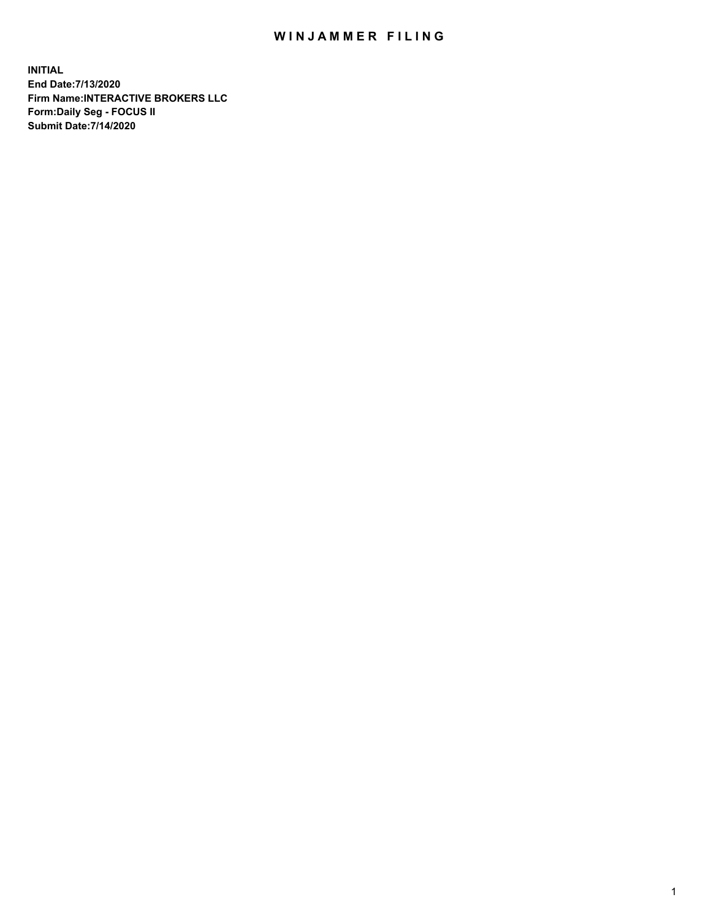# WINJAMMER FILING

**INITIAL**
**End Date:7/13/2020**
**Firm Name:INTERACTIVE BROKERS LLC**
**Form:Daily Seg - FOCUS II**
**Submit Date:7/14/2020**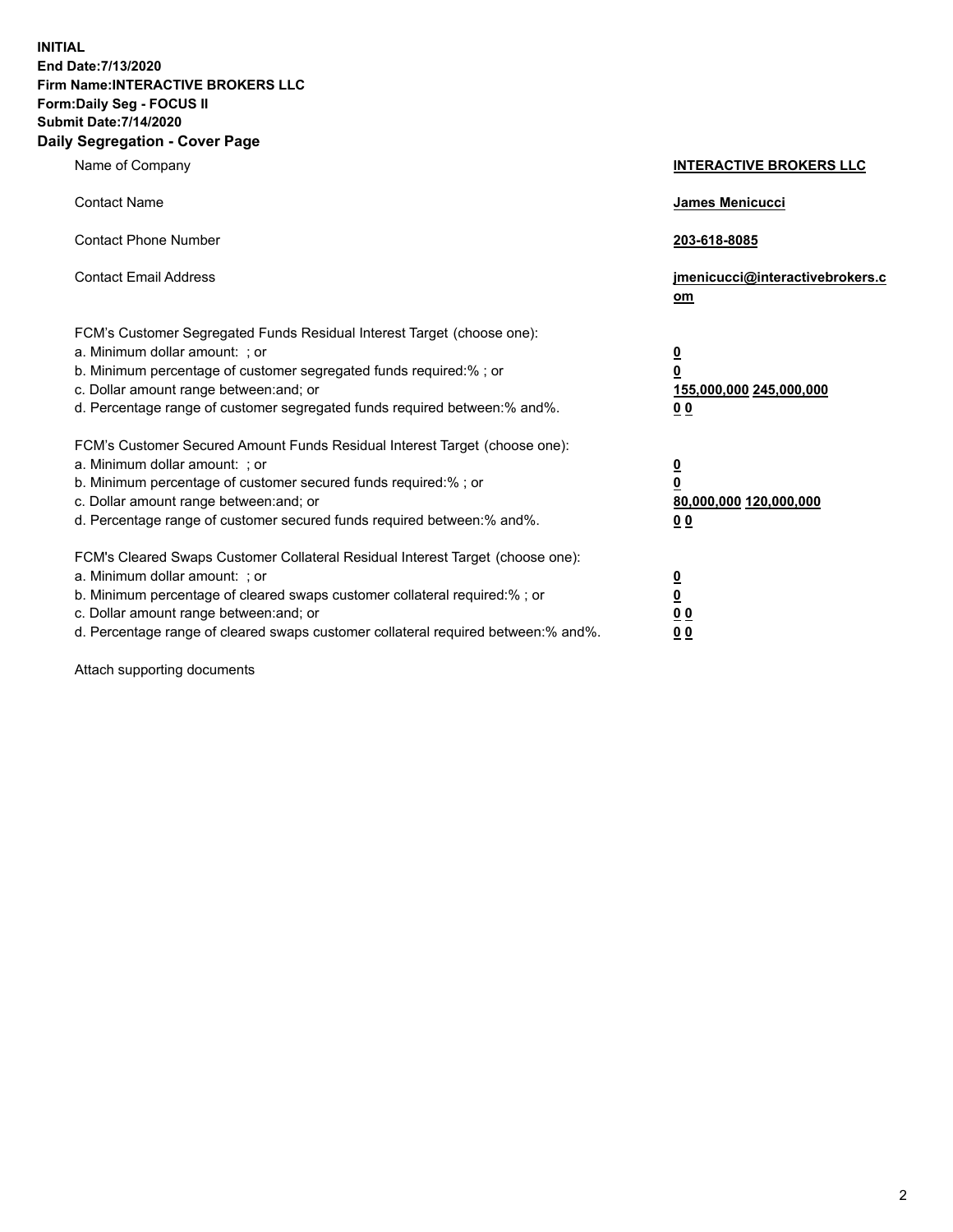**INITIAL**
**End Date:7/13/2020**
**Firm Name:INTERACTIVE BROKERS LLC**
**Form:Daily Seg - FOCUS II**
**Submit Date:7/14/2020**

## Daily Segregation - Cover Page

| | |
|---|---|
| Name of Company | **INTERACTIVE BROKERS LLC** |
| Contact Name | **James Menicucci** |
| Contact Phone Number | **203-618-8085** |
| Contact Email Address | **jmenicucci@interactivebrokers.com** |

FCM's Customer Segregated Funds Residual Interest Target (choose one):

| | |
|---|---|
| a. Minimum dollar amount: ; or | **0** |
| b. Minimum percentage of customer segregated funds required:% ; or | **0** |
| c. Dollar amount range between:and; or | **155,000,000 245,000,000** |
| d. Percentage range of customer segregated funds required between:% and%. | **0 0** |

FCM's Customer Secured Amount Funds Residual Interest Target (choose one):

| | |
|---|---|
| a. Minimum dollar amount: ; or | **0** |
| b. Minimum percentage of customer secured funds required:% ; or | **0** |
| c. Dollar amount range between:and; or | **80,000,000 120,000,000** |
| d. Percentage range of customer secured funds required between:% and%. | **0 0** |

FCM's Cleared Swaps Customer Collateral Residual Interest Target (choose one):

| | |
|---|---|
| a. Minimum dollar amount: ; or | **0** |
| b. Minimum percentage of cleared swaps customer collateral required:% ; or | **0** |
| c. Dollar amount range between:and; or | **0 0** |
| d. Percentage range of cleared swaps customer collateral required between:% and%. | **0 0** |

Attach supporting documents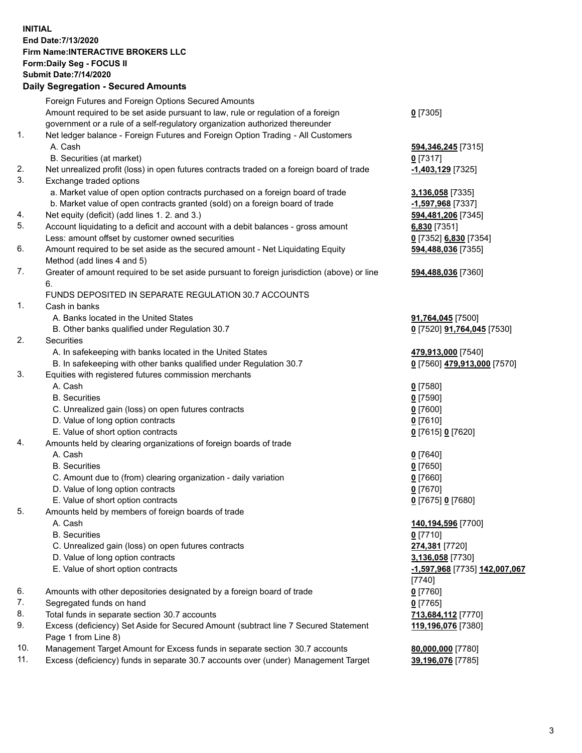**INITIAL**
**End Date:7/13/2020**
**Firm Name:INTERACTIVE BROKERS LLC**
**Form:Daily Seg - FOCUS II**
**Submit Date:7/14/2020**

## Daily Segregation - Secured Amounts

| | | |
|---|---|---|
| | Foreign Futures and Foreign Options Secured Amounts | |
| | Amount required to be set aside pursuant to law, rule or regulation of a foreign government or a rule of a self-regulatory organization authorized thereunder | **0** [7305] |
| 1. | Net ledger balance - Foreign Futures and Foreign Option Trading - All Customers | |
| | A. Cash | **594,346,245** [7315] |
| | B. Securities (at market) | **0** [7317] |
| 2. | Net unrealized profit (loss) in open futures contracts traded on a foreign board of trade | **-1,403,129** [7325] |
| 3. | Exchange traded options | |
| | a. Market value of open option contracts purchased on a foreign board of trade | **3,136,058** [7335] |
| | b. Market value of open contracts granted (sold) on a foreign board of trade | **-1,597,968** [7337] |
| 4. | Net equity (deficit) (add lines 1. 2. and 3.) | **594,481,206** [7345] |
| 5. | Account liquidating to a deficit and account with a debit balances - gross amount | **6,830** [7351] |
| | Less: amount offset by customer owned securities | **0** [7352] **6,830** [7354] |
| 6. | Amount required to be set aside as the secured amount - Net Liquidating Equity Method (add lines 4 and 5) | **594,488,036** [7355] |
| 7. | Greater of amount required to be set aside pursuant to foreign jurisdiction (above) or line 6. | **594,488,036** [7360] |
| | FUNDS DEPOSITED IN SEPARATE REGULATION 30.7 ACCOUNTS | |
| 1. | Cash in banks | |
| | A. Banks located in the United States | **91,764,045** [7500] |
| | B. Other banks qualified under Regulation 30.7 | **0** [7520] **91,764,045** [7530] |
| 2. | Securities | |
| | A. In safekeeping with banks located in the United States | **479,913,000** [7540] |
| | B. In safekeeping with other banks qualified under Regulation 30.7 | **0** [7560] **479,913,000** [7570] |
| 3. | Equities with registered futures commission merchants | |
| | A. Cash | **0** [7580] |
| | B. Securities | **0** [7590] |
| | C. Unrealized gain (loss) on open futures contracts | **0** [7600] |
| | D. Value of long option contracts | **0** [7610] |
| | E. Value of short option contracts | **0** [7615] **0** [7620] |
| 4. | Amounts held by clearing organizations of foreign boards of trade | |
| | A. Cash | **0** [7640] |
| | B. Securities | **0** [7650] |
| | C. Amount due to (from) clearing organization - daily variation | **0** [7660] |
| | D. Value of long option contracts | **0** [7670] |
| | E. Value of short option contracts | **0** [7675] **0** [7680] |
| 5. | Amounts held by members of foreign boards of trade | |
| | A. Cash | **140,194,596** [7700] |
| | B. Securities | **0** [7710] |
| | C. Unrealized gain (loss) on open futures contracts | **274,381** [7720] |
| | D. Value of long option contracts | **3,136,058** [7730] |
| | E. Value of short option contracts | **-1,597,968** [7735] **142,007,067** [7740] |
| 6. | Amounts with other depositories designated by a foreign board of trade | **0** [7760] |
| 7. | Segregated funds on hand | **0** [7765] |
| 8. | Total funds in separate section 30.7 accounts | **713,684,112** [7770] |
| 9. | Excess (deficiency) Set Aside for Secured Amount (subtract line 7 Secured Statement Page 1 from Line 8) | **119,196,076** [7380] |
| 10. | Management Target Amount for Excess funds in separate section 30.7 accounts | **80,000,000** [7780] |
| 11. | Excess (deficiency) funds in separate 30.7 accounts over (under) Management Target | **39,196,076** [7785] |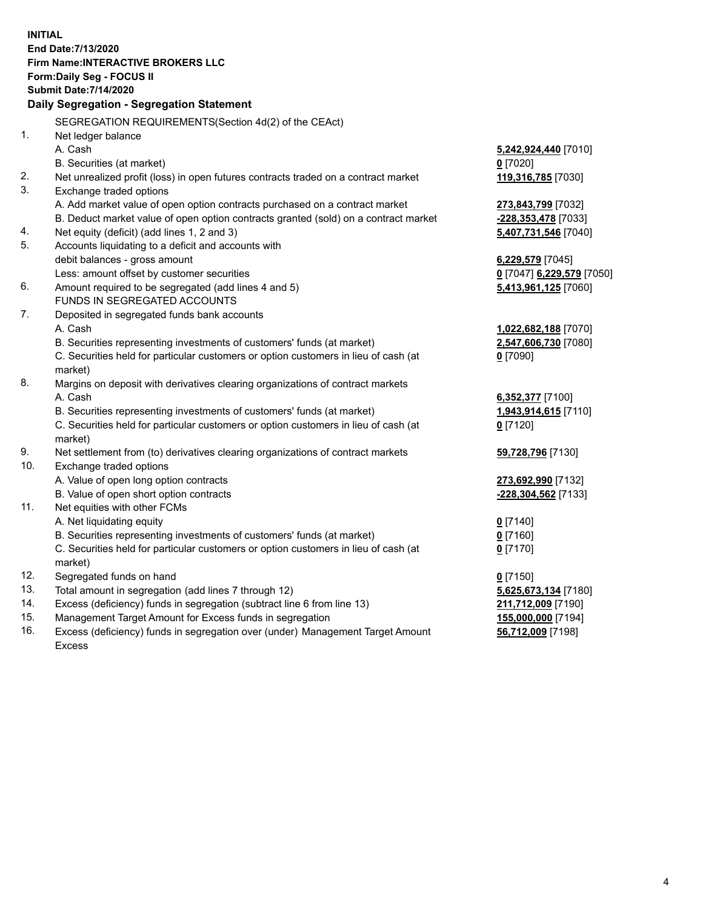**INITIAL**
**End Date:7/13/2020**
**Firm Name:INTERACTIVE BROKERS LLC**
**Form:Daily Seg - FOCUS II**
**Submit Date:7/14/2020**
**Daily Segregation - Segregation Statement**

SEGREGATION REQUIREMENTS(Section 4d(2) of the CEAct)

| | | |
|---|---|---|
| 1. | Net ledger balance | |
| | A. Cash | **5,242,924,440** [7010] |
| | B. Securities (at market) | **0** [7020] |
| 2. | Net unrealized profit (loss) in open futures contracts traded on a contract market | **119,316,785** [7030] |
| 3. | Exchange traded options | |
| | A. Add market value of open option contracts purchased on a contract market | **273,843,799** [7032] |
| | B. Deduct market value of open option contracts granted (sold) on a contract market | **-228,353,478** [7033] |
| 4. | Net equity (deficit) (add lines 1, 2 and 3) | **5,407,731,546** [7040] |
| 5. | Accounts liquidating to a deficit and accounts with debit balances - gross amount | **6,229,579** [7045] |
| | Less: amount offset by customer securities | **0** [7047] **6,229,579** [7050] |
| 6. | Amount required to be segregated (add lines 4 and 5) | **5,413,961,125** [7060] |
| | FUNDS IN SEGREGATED ACCOUNTS | |
| 7. | Deposited in segregated funds bank accounts | |
| | A. Cash | **1,022,682,188** [7070] |
| | B. Securities representing investments of customers' funds (at market) | **2,547,606,730** [7080] |
| | C. Securities held for particular customers or option customers in lieu of cash (at market) | **0** [7090] |
| 8. | Margins on deposit with derivatives clearing organizations of contract markets | |
| | A. Cash | **6,352,377** [7100] |
| | B. Securities representing investments of customers' funds (at market) | **1,943,914,615** [7110] |
| | C. Securities held for particular customers or option customers in lieu of cash (at market) | **0** [7120] |
| 9. | Net settlement from (to) derivatives clearing organizations of contract markets | **59,728,796** [7130] |
| 10. | Exchange traded options | |
| | A. Value of open long option contracts | **273,692,990** [7132] |
| | B. Value of open short option contracts | **-228,304,562** [7133] |
| 11. | Net equities with other FCMs | |
| | A. Net liquidating equity | **0** [7140] |
| | B. Securities representing investments of customers' funds (at market) | **0** [7160] |
| | C. Securities held for particular customers or option customers in lieu of cash (at market) | **0** [7170] |
| 12. | Segregated funds on hand | **0** [7150] |
| 13. | Total amount in segregation (add lines 7 through 12) | **5,625,673,134** [7180] |
| 14. | Excess (deficiency) funds in segregation (subtract line 6 from line 13) | **211,712,009** [7190] |
| 15. | Management Target Amount for Excess funds in segregation | **155,000,000** [7194] |
| 16. | Excess (deficiency) funds in segregation over (under) Management Target Amount Excess | **56,712,009** [7198] |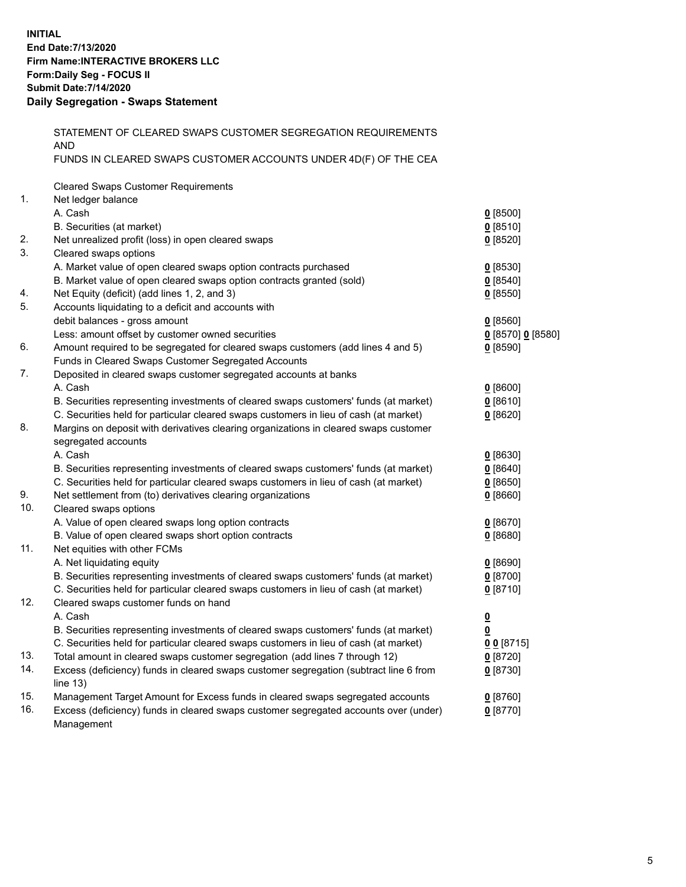**INITIAL**
**End Date:7/13/2020**
**Firm Name:INTERACTIVE BROKERS LLC**
**Form:Daily Seg - FOCUS II**
**Submit Date:7/14/2020**
**Daily Segregation - Swaps Statement**

STATEMENT OF CLEARED SWAPS CUSTOMER SEGREGATION REQUIREMENTS AND FUNDS IN CLEARED SWAPS CUSTOMER ACCOUNTS UNDER 4D(F) OF THE CEA

| | | |
|---|---|---|
| | Cleared Swaps Customer Requirements | |
| 1. | Net ledger balance | |
| | A. Cash | 0 [8500] |
| | B. Securities (at market) | 0 [8510] |
| 2. | Net unrealized profit (loss) in open cleared swaps | 0 [8520] |
| 3. | Cleared swaps options | |
| | A. Market value of open cleared swaps option contracts purchased | 0 [8530] |
| | B. Market value of open cleared swaps option contracts granted (sold) | 0 [8540] |
| 4. | Net Equity (deficit) (add lines 1, 2, and 3) | 0 [8550] |
| 5. | Accounts liquidating to a deficit and accounts with | |
| | debit balances - gross amount | 0 [8560] |
| | Less: amount offset by customer owned securities | 0 [8570] 0 [8580] |
| 6. | Amount required to be segregated for cleared swaps customers (add lines 4 and 5) | 0 [8590] |
| | Funds in Cleared Swaps Customer Segregated Accounts | |
| 7. | Deposited in cleared swaps customer segregated accounts at banks | |
| | A. Cash | 0 [8600] |
| | B. Securities representing investments of cleared swaps customers' funds (at market) | 0 [8610] |
| | C. Securities held for particular cleared swaps customers in lieu of cash (at market) | 0 [8620] |
| 8. | Margins on deposit with derivatives clearing organizations in cleared swaps customer segregated accounts | |
| | A. Cash | 0 [8630] |
| | B. Securities representing investments of cleared swaps customers' funds (at market) | 0 [8640] |
| | C. Securities held for particular cleared swaps customers in lieu of cash (at market) | 0 [8650] |
| 9. | Net settlement from (to) derivatives clearing organizations | 0 [8660] |
| 10. | Cleared swaps options | |
| | A. Value of open cleared swaps long option contracts | 0 [8670] |
| | B. Value of open cleared swaps short option contracts | 0 [8680] |
| 11. | Net equities with other FCMs | |
| | A. Net liquidating equity | 0 [8690] |
| | B. Securities representing investments of cleared swaps customers' funds (at market) | 0 [8700] |
| | C. Securities held for particular cleared swaps customers in lieu of cash (at market) | 0 [8710] |
| 12. | Cleared swaps customer funds on hand | |
| | A. Cash | 0 |
| | B. Securities representing investments of cleared swaps customers' funds (at market) | 0 |
| | C. Securities held for particular cleared swaps customers in lieu of cash (at market) | 0 0 [8715] |
| 13. | Total amount in cleared swaps customer segregation (add lines 7 through 12) | 0 [8720] |
| 14. | Excess (deficiency) funds in cleared swaps customer segregation (subtract line 6 from line 13) | 0 [8730] |
| 15. | Management Target Amount for Excess funds in cleared swaps segregated accounts | 0 [8760] |
| 16. | Excess (deficiency) funds in cleared swaps customer segregated accounts over (under) Management | 0 [8770] |